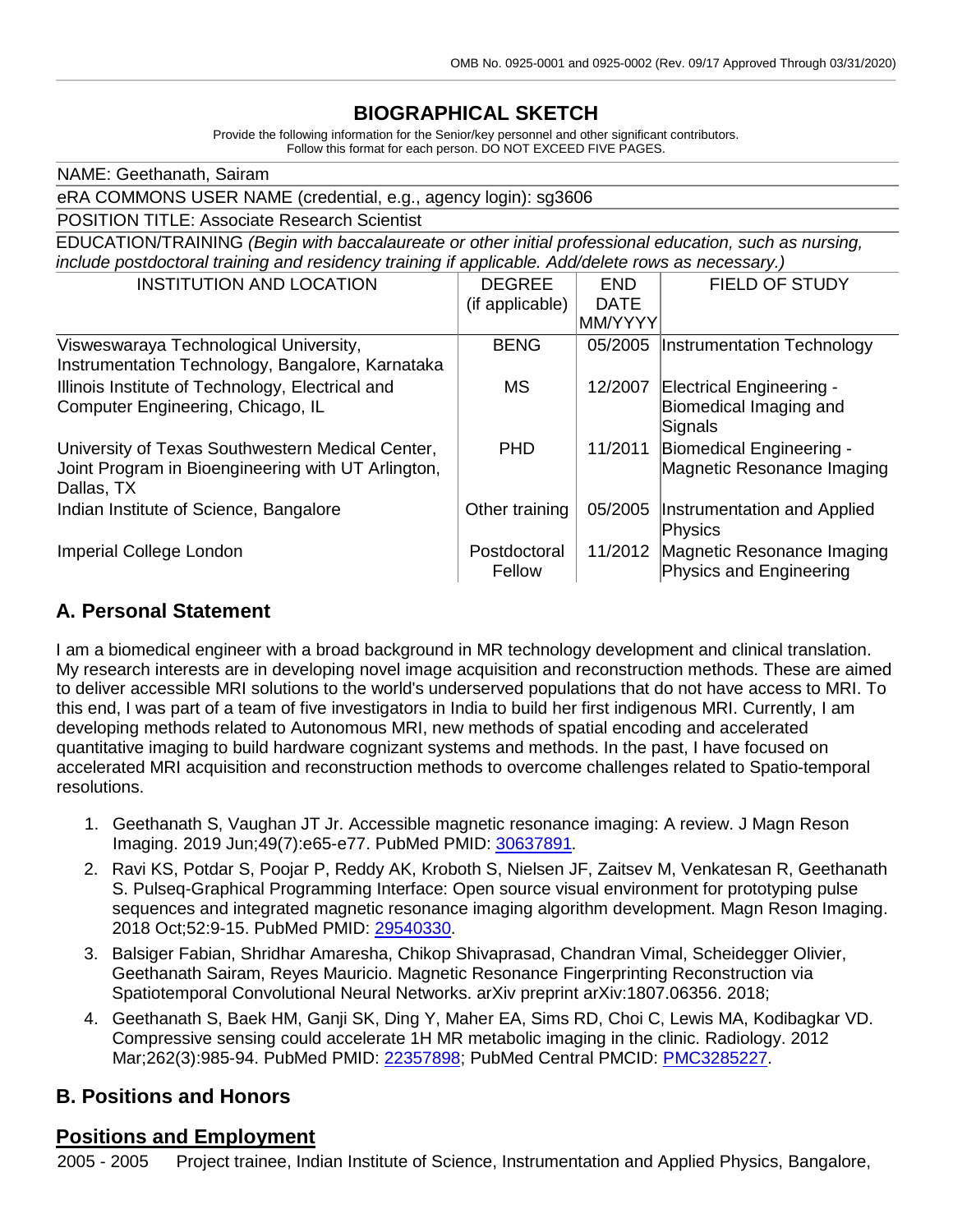OMB No. 0925-0001 and 0925-0002 (Rev. 09/17 Approved Through 03/31/2020)

# BIOGRAPHICAL SKETCH

Provide the following information for the Senior/key personnel and other significant contributors.
Follow this format for each person. DO NOT EXCEED FIVE PAGES.

NAME: Geethanath, Sairam

eRA COMMONS USER NAME (credential, e.g., agency login): sg3606

POSITION TITLE: Associate Research Scientist

EDUCATION/TRAINING *(Begin with baccalaureate or other initial professional education, such as nursing, include postdoctoral training and residency training if applicable. Add/delete rows as necessary.)*

| INSTITUTION AND LOCATION | DEGREE (if applicable) | END DATE MM/YYYY | FIELD OF STUDY |
|---|---|---|---|
| Visweswaraya Technological University, Instrumentation Technology, Bangalore, Karnataka | BENG | 05/2005 | Instrumentation Technology |
| Illinois Institute of Technology, Electrical and Computer Engineering, Chicago, IL | MS | 12/2007 | Electrical Engineering - Biomedical Imaging and Signals |
| University of Texas Southwestern Medical Center, Joint Program in Bioengineering with UT Arlington, Dallas, TX | PHD | 11/2011 | Biomedical Engineering - Magnetic Resonance Imaging |
| Indian Institute of Science, Bangalore | Other training | 05/2005 | Instrumentation and Applied Physics |
| Imperial College London | Postdoctoral Fellow | 11/2012 | Magnetic Resonance Imaging Physics and Engineering |

## A. Personal Statement

I am a biomedical engineer with a broad background in MR technology development and clinical translation. My research interests are in developing novel image acquisition and reconstruction methods. These are aimed to deliver accessible MRI solutions to the world's underserved populations that do not have access to MRI. To this end, I was part of a team of five investigators in India to build her first indigenous MRI. Currently, I am developing methods related to Autonomous MRI, new methods of spatial encoding and accelerated quantitative imaging to build hardware cognizant systems and methods. In the past, I have focused on accelerated MRI acquisition and reconstruction methods to overcome challenges related to Spatio-temporal resolutions.

1. Geethanath S, Vaughan JT Jr. Accessible magnetic resonance imaging: A review. J Magn Reson Imaging. 2019 Jun;49(7):e65-e77. PubMed PMID: 30637891.
2. Ravi KS, Potdar S, Poojar P, Reddy AK, Kroboth S, Nielsen JF, Zaitsev M, Venkatesan R, Geethanath S. Pulseq-Graphical Programming Interface: Open source visual environment for prototyping pulse sequences and integrated magnetic resonance imaging algorithm development. Magn Reson Imaging. 2018 Oct;52:9-15. PubMed PMID: 29540330.
3. Balsiger Fabian, Shridhar Amaresha, Chikop Shivaprasad, Chandran Vimal, Scheidegger Olivier, Geethanath Sairam, Reyes Mauricio. Magnetic Resonance Fingerprinting Reconstruction via Spatiotemporal Convolutional Neural Networks. arXiv preprint arXiv:1807.06356. 2018;
4. Geethanath S, Baek HM, Ganji SK, Ding Y, Maher EA, Sims RD, Choi C, Lewis MA, Kodibagkar VD. Compressive sensing could accelerate 1H MR metabolic imaging in the clinic. Radiology. 2012 Mar;262(3):985-94. PubMed PMID: 22357898; PubMed Central PMCID: PMC3285227.

## B. Positions and Honors

### Positions and Employment

2005 - 2005 Project trainee, Indian Institute of Science, Instrumentation and Applied Physics, Bangalore,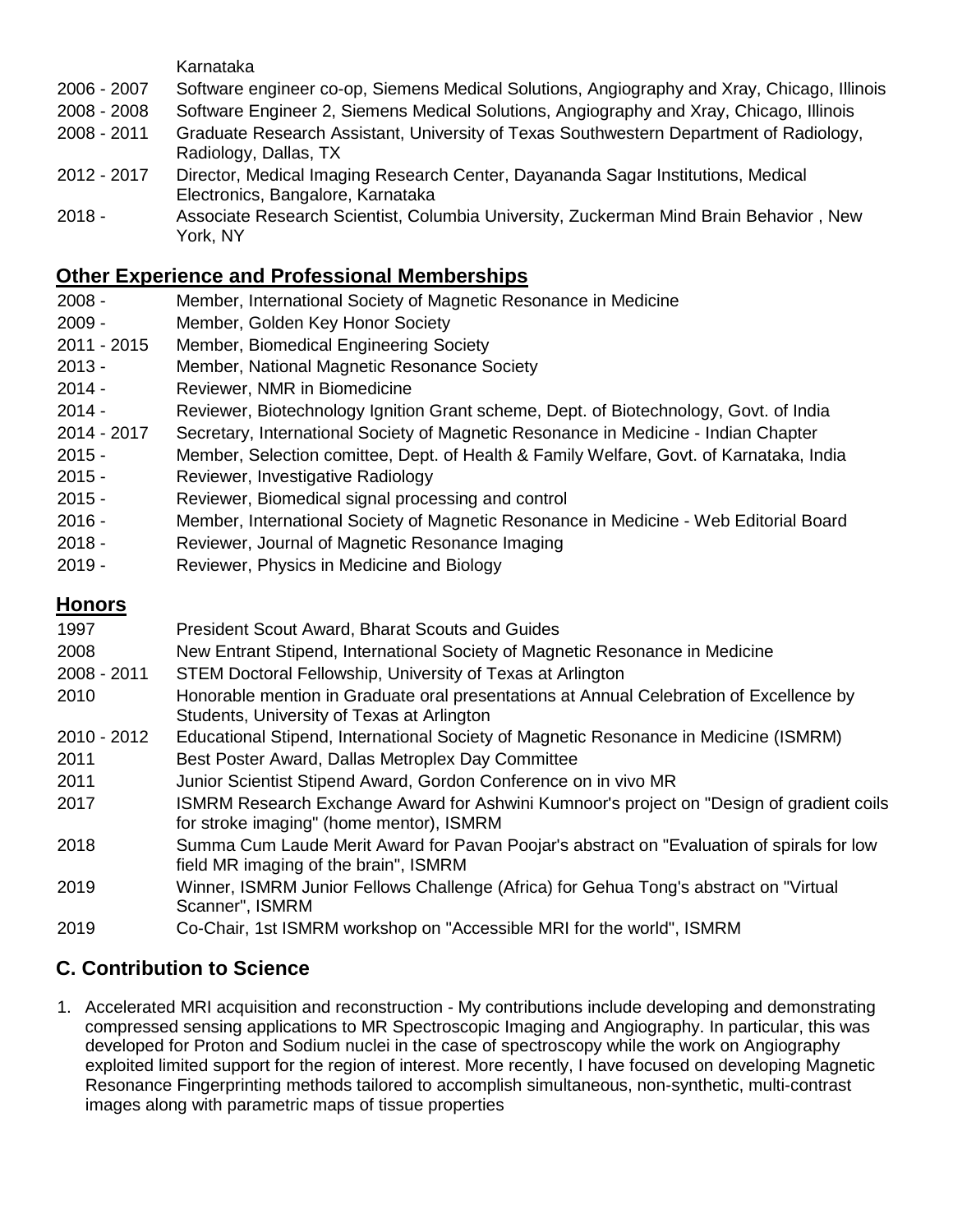Karnataka

2006 - 2007 Software engineer co-op, Siemens Medical Solutions, Angiography and Xray, Chicago, Illinois

2008 - 2008 Software Engineer 2, Siemens Medical Solutions, Angiography and Xray, Chicago, Illinois

2008 - 2011 Graduate Research Assistant, University of Texas Southwestern Department of Radiology, Radiology, Dallas, TX

2012 - 2017 Director, Medical Imaging Research Center, Dayananda Sagar Institutions, Medical Electronics, Bangalore, Karnataka

2018 - Associate Research Scientist, Columbia University, Zuckerman Mind Brain Behavior , New York, NY

## Other Experience and Professional Memberships

2008 - Member, International Society of Magnetic Resonance in Medicine

2009 - Member, Golden Key Honor Society

2011 - 2015 Member, Biomedical Engineering Society

2013 - Member, National Magnetic Resonance Society

2014 - Reviewer, NMR in Biomedicine

2014 - Reviewer, Biotechnology Ignition Grant scheme, Dept. of Biotechnology, Govt. of India

2014 - 2017 Secretary, International Society of Magnetic Resonance in Medicine - Indian Chapter

2015 - Member, Selection comittee, Dept. of Health & Family Welfare, Govt. of Karnataka, India

2015 - Reviewer, Investigative Radiology

2015 - Reviewer, Biomedical signal processing and control

2016 - Member, International Society of Magnetic Resonance in Medicine - Web Editorial Board

2018 - Reviewer, Journal of Magnetic Resonance Imaging

2019 - Reviewer, Physics in Medicine and Biology

## Honors

1997 President Scout Award, Bharat Scouts and Guides

2008 New Entrant Stipend, International Society of Magnetic Resonance in Medicine

2008 - 2011 STEM Doctoral Fellowship, University of Texas at Arlington

2010 Honorable mention in Graduate oral presentations at Annual Celebration of Excellence by Students, University of Texas at Arlington

2010 - 2012 Educational Stipend, International Society of Magnetic Resonance in Medicine (ISMRM)

2011 Best Poster Award, Dallas Metroplex Day Committee

2011 Junior Scientist Stipend Award, Gordon Conference on in vivo MR

2017 ISMRM Research Exchange Award for Ashwini Kumnoor's project on "Design of gradient coils for stroke imaging" (home mentor), ISMRM

2018 Summa Cum Laude Merit Award for Pavan Poojar's abstract on "Evaluation of spirals for low field MR imaging of the brain", ISMRM

2019 Winner, ISMRM Junior Fellows Challenge (Africa) for Gehua Tong's abstract on "Virtual Scanner", ISMRM

2019 Co-Chair, 1st ISMRM workshop on "Accessible MRI for the world", ISMRM

## C. Contribution to Science

1. Accelerated MRI acquisition and reconstruction - My contributions include developing and demonstrating compressed sensing applications to MR Spectroscopic Imaging and Angiography. In particular, this was developed for Proton and Sodium nuclei in the case of spectroscopy while the work on Angiography exploited limited support for the region of interest. More recently, I have focused on developing Magnetic Resonance Fingerprinting methods tailored to accomplish simultaneous, non-synthetic, multi-contrast images along with parametric maps of tissue properties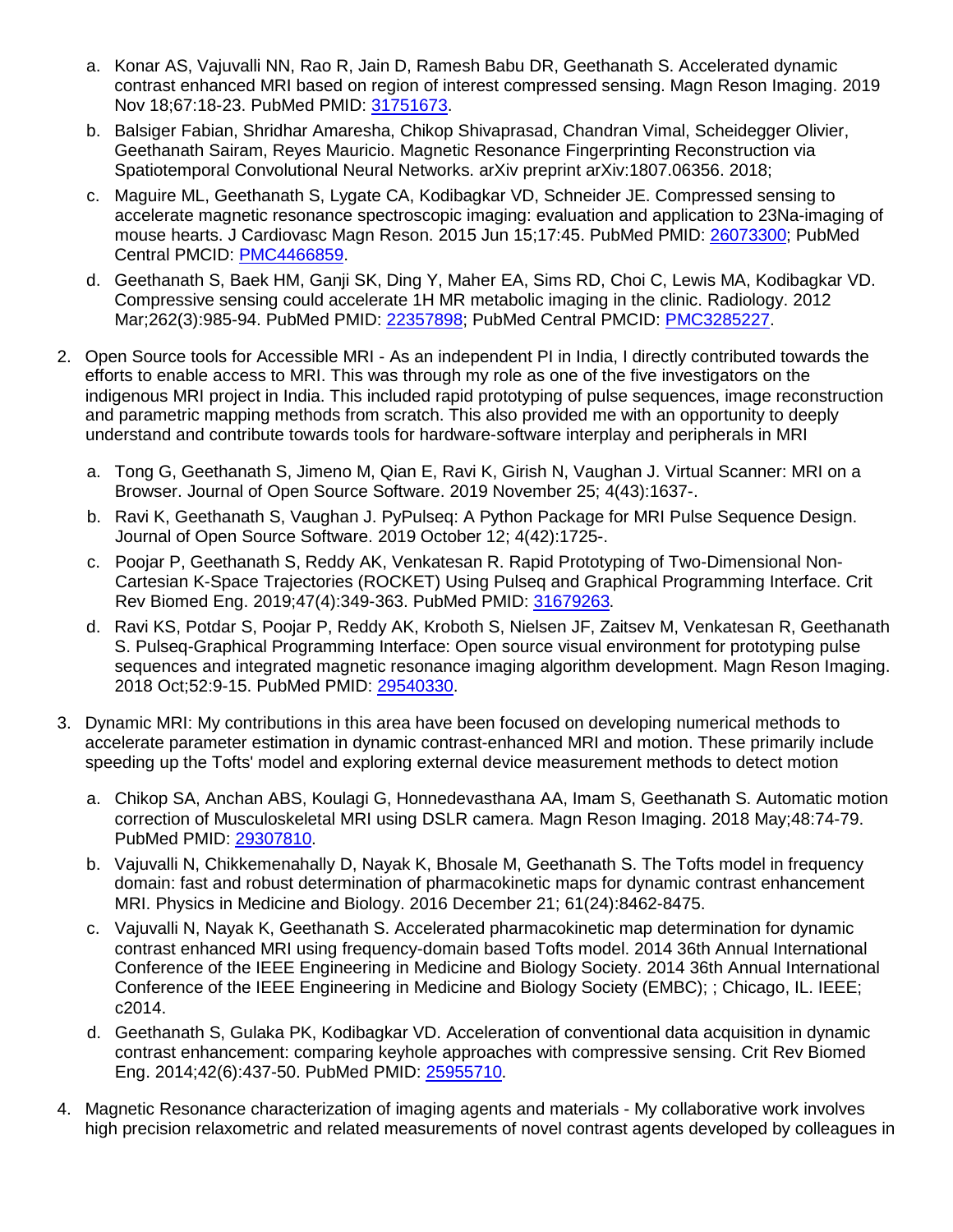a. Konar AS, Vajuvalli NN, Rao R, Jain D, Ramesh Babu DR, Geethanath S. Accelerated dynamic contrast enhanced MRI based on region of interest compressed sensing. Magn Reson Imaging. 2019 Nov 18;67:18-23. PubMed PMID: [31751673](31751673).

   b. Balsiger Fabian, Shridhar Amaresha, Chikop Shivaprasad, Chandran Vimal, Scheidegger Olivier, Geethanath Sairam, Reyes Mauricio. Magnetic Resonance Fingerprinting Reconstruction via Spatiotemporal Convolutional Neural Networks. arXiv preprint arXiv:1807.06356. 2018;

   c. Maguire ML, Geethanath S, Lygate CA, Kodibagkar VD, Schneider JE. Compressed sensing to accelerate magnetic resonance spectroscopic imaging: evaluation and application to 23Na-imaging of mouse hearts. J Cardiovasc Magn Reson. 2015 Jun 15;17:45. PubMed PMID: [26073300](26073300); PubMed Central PMCID: [PMC4466859](PMC4466859).

   d. Geethanath S, Baek HM, Ganji SK, Ding Y, Maher EA, Sims RD, Choi C, Lewis MA, Kodibagkar VD. Compressive sensing could accelerate 1H MR metabolic imaging in the clinic. Radiology. 2012 Mar;262(3):985-94. PubMed PMID: [22357898](22357898); PubMed Central PMCID: [PMC3285227](PMC3285227).

2. Open Source tools for Accessible MRI - As an independent PI in India, I directly contributed towards the efforts to enable access to MRI. This was through my role as one of the five investigators on the indigenous MRI project in India. This included rapid prototyping of pulse sequences, image reconstruction and parametric mapping methods from scratch. This also provided me with an opportunity to deeply understand and contribute towards tools for hardware-software interplay and peripherals in MRI

   a. Tong G, Geethanath S, Jimeno M, Qian E, Ravi K, Girish N, Vaughan J. Virtual Scanner: MRI on a Browser. Journal of Open Source Software. 2019 November 25; 4(43):1637-.

   b. Ravi K, Geethanath S, Vaughan J. PyPulseq: A Python Package for MRI Pulse Sequence Design. Journal of Open Source Software. 2019 October 12; 4(42):1725-.

   c. Poojar P, Geethanath S, Reddy AK, Venkatesan R. Rapid Prototyping of Two-Dimensional Non-Cartesian K-Space Trajectories (ROCKET) Using Pulseq and Graphical Programming Interface. Crit Rev Biomed Eng. 2019;47(4):349-363. PubMed PMID: [31679263](31679263).

   d. Ravi KS, Potdar S, Poojar P, Reddy AK, Kroboth S, Nielsen JF, Zaitsev M, Venkatesan R, Geethanath S. Pulseq-Graphical Programming Interface: Open source visual environment for prototyping pulse sequences and integrated magnetic resonance imaging algorithm development. Magn Reson Imaging. 2018 Oct;52:9-15. PubMed PMID: [29540330](29540330).

3. Dynamic MRI: My contributions in this area have been focused on developing numerical methods to accelerate parameter estimation in dynamic contrast-enhanced MRI and motion. These primarily include speeding up the Tofts' model and exploring external device measurement methods to detect motion

   a. Chikop SA, Anchan ABS, Koulagi G, Honnedevasthana AA, Imam S, Geethanath S. Automatic motion correction of Musculoskeletal MRI using DSLR camera. Magn Reson Imaging. 2018 May;48:74-79. PubMed PMID: [29307810](29307810).

   b. Vajuvalli N, Chikkemenahally D, Nayak K, Bhosale M, Geethanath S. The Tofts model in frequency domain: fast and robust determination of pharmacokinetic maps for dynamic contrast enhancement MRI. Physics in Medicine and Biology. 2016 December 21; 61(24):8462-8475.

   c. Vajuvalli N, Nayak K, Geethanath S. Accelerated pharmacokinetic map determination for dynamic contrast enhanced MRI using frequency-domain based Tofts model. 2014 36th Annual International Conference of the IEEE Engineering in Medicine and Biology Society. 2014 36th Annual International Conference of the IEEE Engineering in Medicine and Biology Society (EMBC); ; Chicago, IL. IEEE; c2014.

   d. Geethanath S, Gulaka PK, Kodibagkar VD. Acceleration of conventional data acquisition in dynamic contrast enhancement: comparing keyhole approaches with compressive sensing. Crit Rev Biomed Eng. 2014;42(6):437-50. PubMed PMID: [25955710](25955710).

4. Magnetic Resonance characterization of imaging agents and materials - My collaborative work involves high precision relaxometric and related measurements of novel contrast agents developed by colleagues in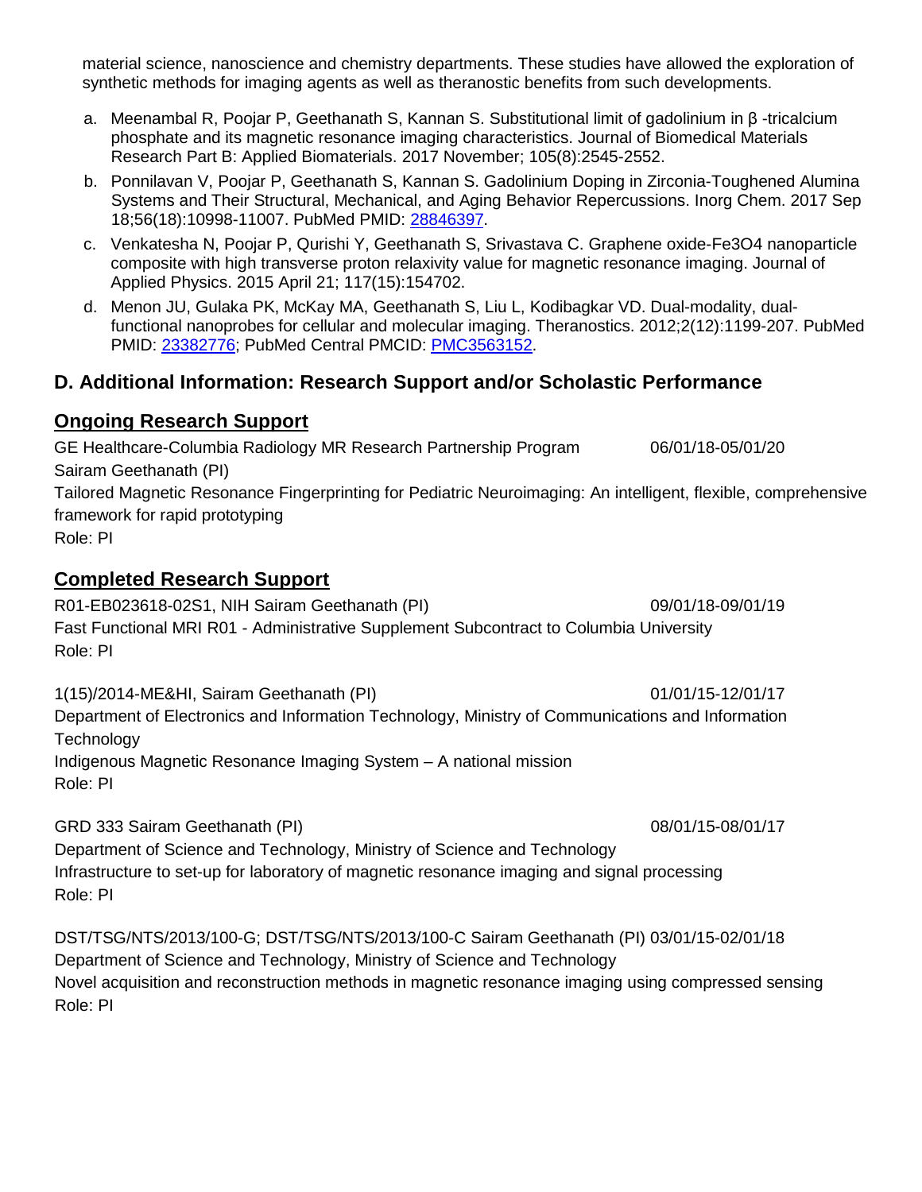material science, nanoscience and chemistry departments. These studies have allowed the exploration of synthetic methods for imaging agents as well as theranostic benefits from such developments.

a. Meenambal R, Poojar P, Geethanath S, Kannan S. Substitutional limit of gadolinium in β -tricalcium phosphate and its magnetic resonance imaging characteristics. Journal of Biomedical Materials Research Part B: Applied Biomaterials. 2017 November; 105(8):2545-2552.
b. Ponnilavan V, Poojar P, Geethanath S, Kannan S. Gadolinium Doping in Zirconia-Toughened Alumina Systems and Their Structural, Mechanical, and Aging Behavior Repercussions. Inorg Chem. 2017 Sep 18;56(18):10998-11007. PubMed PMID: 28846397.
c. Venkatesha N, Poojar P, Qurishi Y, Geethanath S, Srivastava C. Graphene oxide-$Fe_3O_4$ nanoparticle composite with high transverse proton relaxivity value for magnetic resonance imaging. Journal of Applied Physics. 2015 April 21; 117(15):154702.
d. Menon JU, Gulaka PK, McKay MA, Geethanath S, Liu L, Kodibagkar VD. Dual-modality, dual-functional nanoprobes for cellular and molecular imaging. Theranostics. 2012;2(12):1199-207. PubMed PMID: 23382776; PubMed Central PMCID: PMC3563152.

## D. Additional Information: Research Support and/or Scholastic Performance

### Ongoing Research Support

GE Healthcare-Columbia Radiology MR Research Partnership Program 06/01/18-05/01/20
Sairam Geethanath (PI)
Tailored Magnetic Resonance Fingerprinting for Pediatric Neuroimaging: An intelligent, flexible, comprehensive framework for rapid prototyping
Role: PI

### Completed Research Support

R01-EB023618-02S1, NIH Sairam Geethanath (PI) 09/01/18-09/01/19
Fast Functional MRI R01 - Administrative Supplement Subcontract to Columbia University
Role: PI

1(15)/2014-ME&HI, Sairam Geethanath (PI) 01/01/15-12/01/17
Department of Electronics and Information Technology, Ministry of Communications and Information Technology
Indigenous Magnetic Resonance Imaging System – A national mission
Role: PI

GRD 333 Sairam Geethanath (PI) 08/01/15-08/01/17
Department of Science and Technology, Ministry of Science and Technology
Infrastructure to set-up for laboratory of magnetic resonance imaging and signal processing
Role: PI

DST/TSG/NTS/2013/100-G; DST/TSG/NTS/2013/100-C Sairam Geethanath (PI) 03/01/15-02/01/18
Department of Science and Technology, Ministry of Science and Technology
Novel acquisition and reconstruction methods in magnetic resonance imaging using compressed sensing
Role: PI